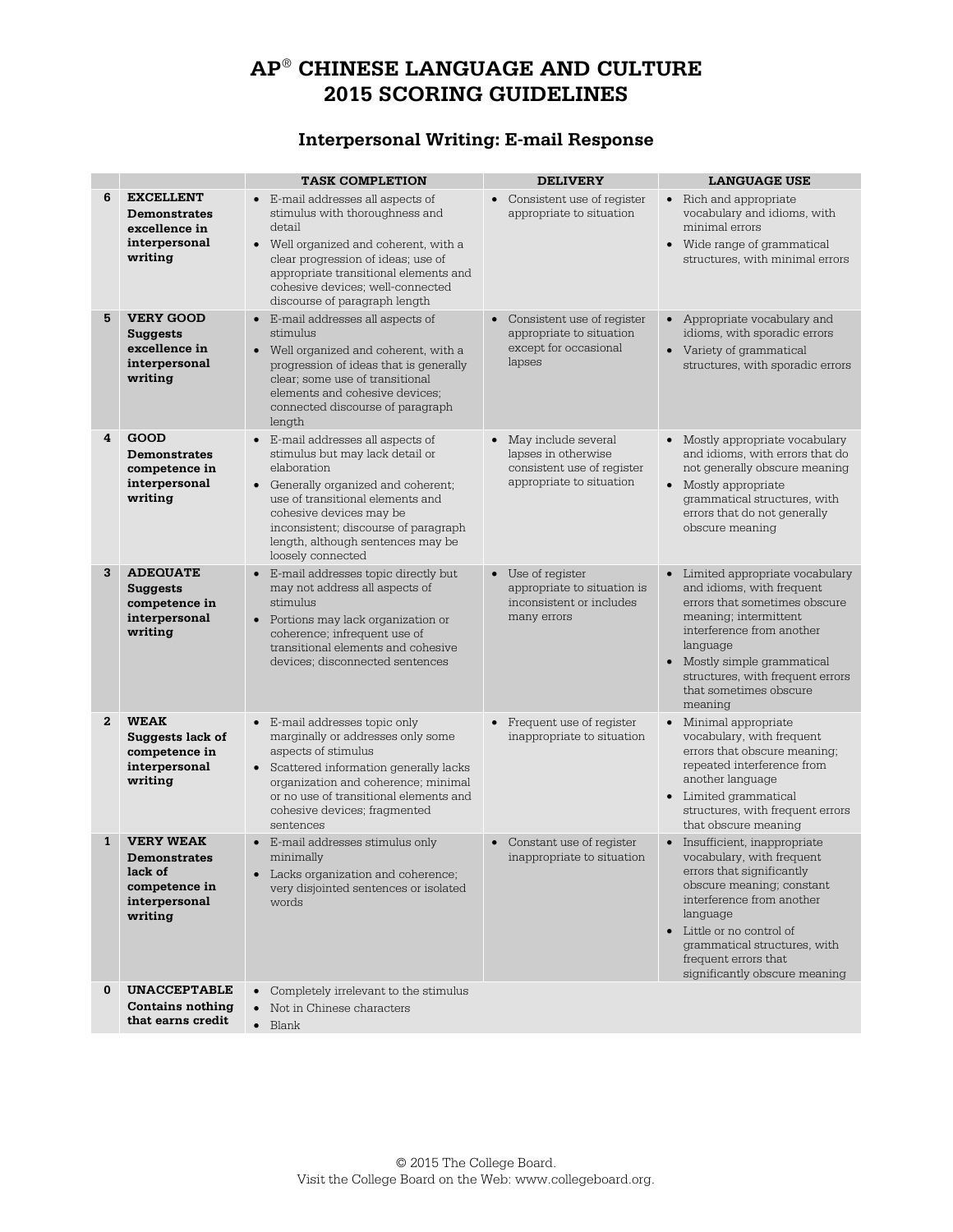# AP® CHINESE LANGUAGE AND CULTURE
# 2015 SCORING GUIDELINES

## Interpersonal Writing: E-mail Response

| | | TASK COMPLETION | DELIVERY | LANGUAGE USE |
|---|---|---|---|---|
| **6** | **EXCELLENT** **Demonstrates excellence in interpersonal writing** | • E-mail addresses all aspects of stimulus with thoroughness and detail<br>• Well organized and coherent, with a clear progression of ideas; use of appropriate transitional elements and cohesive devices; well-connected discourse of paragraph length | • Consistent use of register appropriate to situation | • Rich and appropriate vocabulary and idioms, with minimal errors<br>• Wide range of grammatical structures, with minimal errors |
| **5** | **VERY GOOD** **Suggests excellence in interpersonal writing** | • E-mail addresses all aspects of stimulus<br>• Well organized and coherent, with a progression of ideas that is generally clear; some use of transitional elements and cohesive devices; connected discourse of paragraph length | • Consistent use of register appropriate to situation except for occasional lapses | • Appropriate vocabulary and idioms, with sporadic errors<br>• Variety of grammatical structures, with sporadic errors |
| **4** | **GOOD** **Demonstrates competence in interpersonal writing** | • E-mail addresses all aspects of stimulus but may lack detail or elaboration<br>• Generally organized and coherent; use of transitional elements and cohesive devices may be inconsistent; discourse of paragraph length, although sentences may be loosely connected | • May include several lapses in otherwise consistent use of register appropriate to situation | • Mostly appropriate vocabulary and idioms, with errors that do not generally obscure meaning<br>• Mostly appropriate grammatical structures, with errors that do not generally obscure meaning |
| **3** | **ADEQUATE** **Suggests competence in interpersonal writing** | • E-mail addresses topic directly but may not address all aspects of stimulus<br>• Portions may lack organization or coherence; infrequent use of transitional elements and cohesive devices; disconnected sentences | • Use of register appropriate to situation is inconsistent or includes many errors | • Limited appropriate vocabulary and idioms, with frequent errors that sometimes obscure meaning; intermittent interference from another language<br>• Mostly simple grammatical structures, with frequent errors that sometimes obscure meaning |
| **2** | **WEAK** **Suggests lack of competence in interpersonal writing** | • E-mail addresses topic only marginally or addresses only some aspects of stimulus<br>• Scattered information generally lacks organization and coherence; minimal or no use of transitional elements and cohesive devices; fragmented sentences | • Frequent use of register inappropriate to situation | • Minimal appropriate vocabulary, with frequent errors that obscure meaning; repeated interference from another language<br>• Limited grammatical structures, with frequent errors that obscure meaning |
| **1** | **VERY WEAK** **Demonstrates lack of competence in interpersonal writing** | • E-mail addresses stimulus only minimally<br>• Lacks organization and coherence; very disjointed sentences or isolated words | • Constant use of register inappropriate to situation | • Insufficient, inappropriate vocabulary, with frequent errors that significantly obscure meaning; constant interference from another language<br>• Little or no control of grammatical structures, with frequent errors that significantly obscure meaning |
| **0** | **UNACCEPTABLE** **Contains nothing that earns credit** | • Completely irrelevant to the stimulus<br>• Not in Chinese characters<br>• Blank | | |

© 2015 The College Board.
Visit the College Board on the Web: www.collegeboard.org.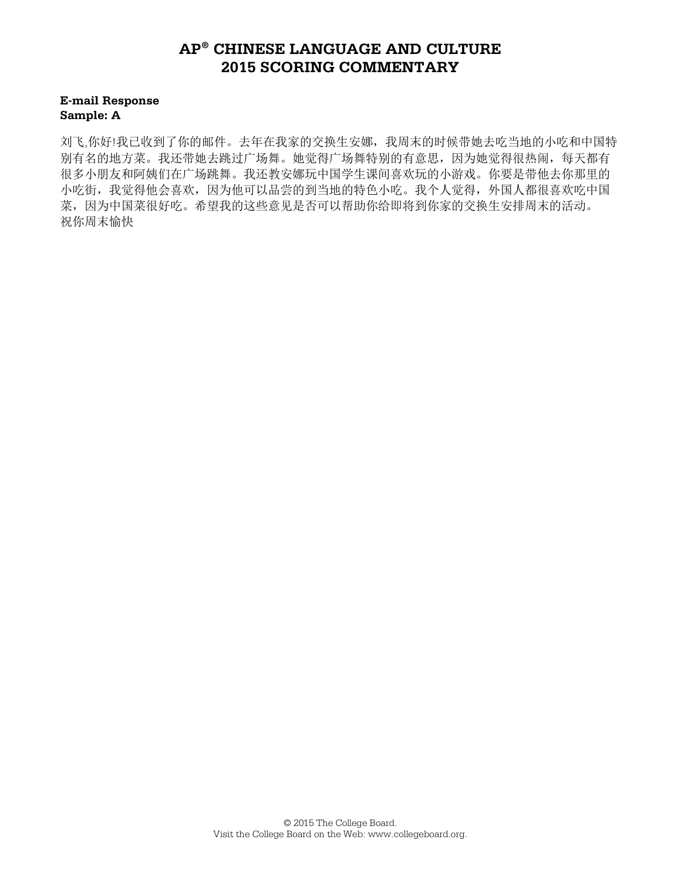# AP® CHINESE LANGUAGE AND CULTURE
# 2015 SCORING COMMENTARY

**E-mail Response**
**Sample: A**

刘飞,你好!我已收到了你的邮件。去年在我家的交换生安娜，我周末的时候带她去吃当地的小吃和中国特别有名的地方菜。我还带她去跳过广场舞。她觉得广场舞特别的有意思，因为她觉得很热闹，每天都有很多小朋友和阿姨们在广场跳舞。我还教安娜玩中国学生课间喜欢玩的小游戏。你要是带他去你那里的小吃街，我觉得他会喜欢，因为他可以品尝的到当地的特色小吃。我个人觉得，外国人都很喜欢吃中国菜，因为中国菜很好吃。希望我的这些意见是否可以帮助你给即将到你家的交换生安排周末的活动。
祝你周末愉快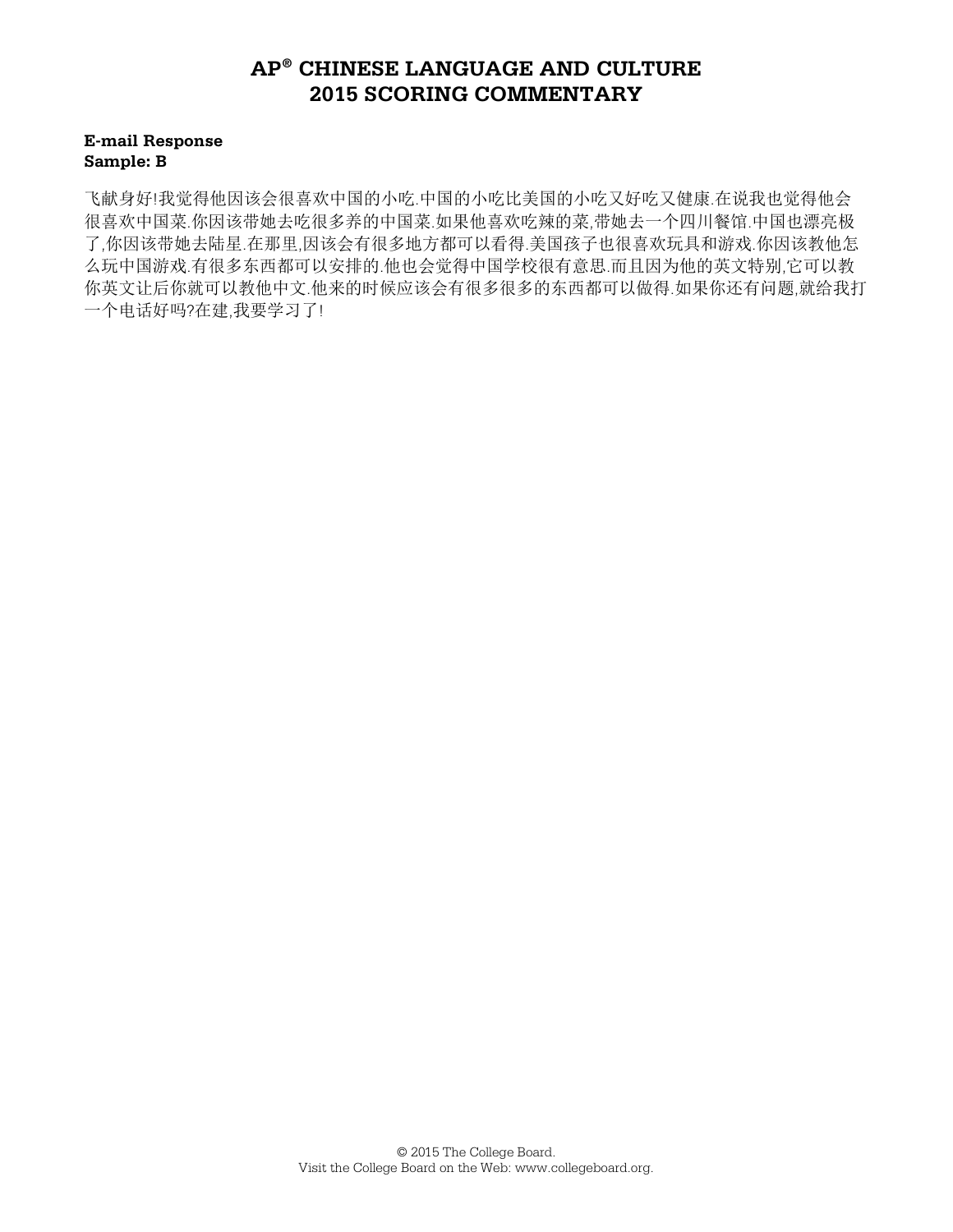# AP® CHINESE LANGUAGE AND CULTURE
# 2015 SCORING COMMENTARY

**E-mail Response**
**Sample: B**

飞献身好!我觉得他因该会很喜欢中国的小吃.中国的小吃比美国的小吃又好吃又健康.在说我也觉得他会很喜欢中国菜.你因该带她去吃很多养的中国菜.如果他喜欢吃辣的菜,带她去一个四川餐馆.中国也漂亮极了,你因该带她去陆星.在那里,因该会有很多地方都可以看得.美国孩子也很喜欢玩具和游戏.你因该教他怎么玩中国游戏.有很多东西都可以安排的.他也会觉得中国学校很有意思.而且因为他的英文特别,它可以教你英文让后你就可以教他中文.他来的时候应该会有很多很多的东西都可以做得.如果你还有问题,就给我打一个电话好吗?在建,我要学习了!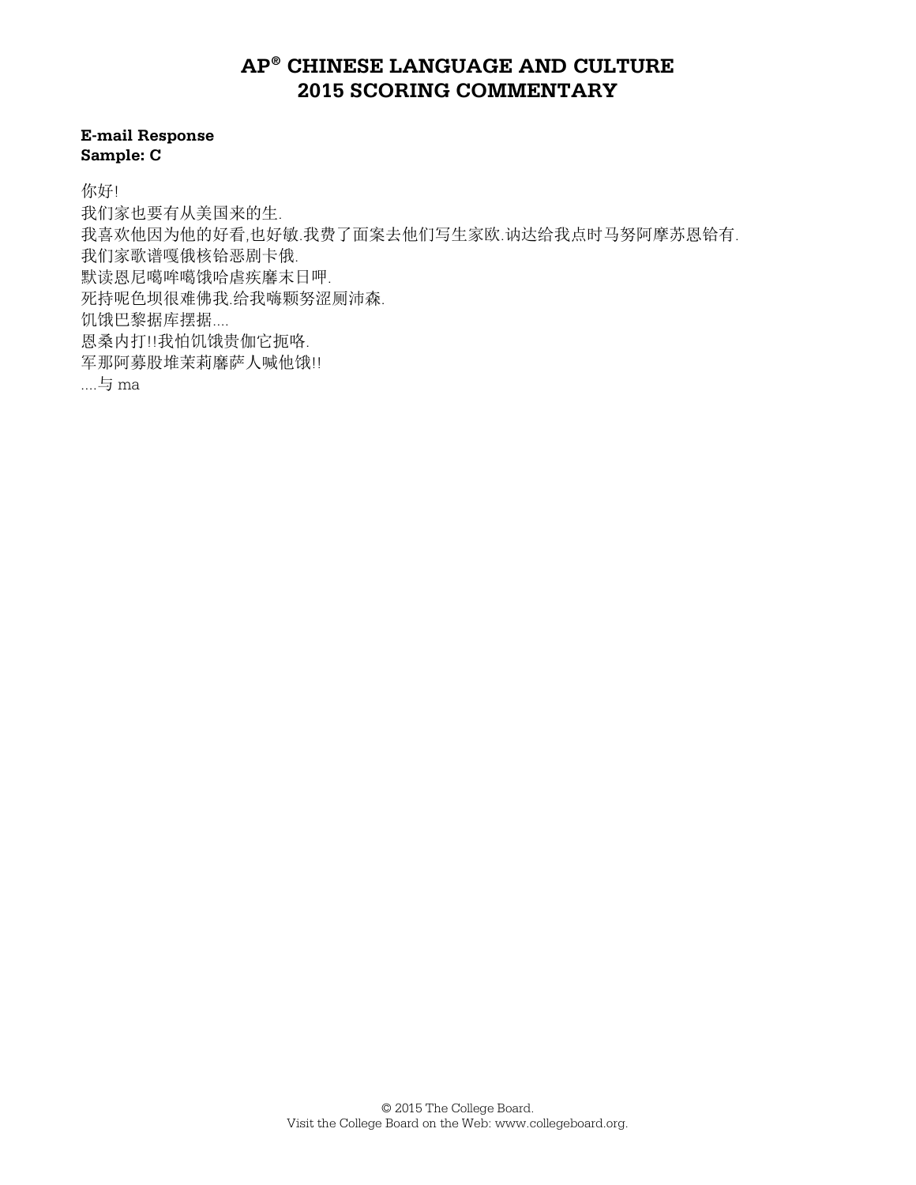# AP® CHINESE LANGUAGE AND CULTURE 2015 SCORING COMMENTARY

**E-mail Response**
**Sample: C**

你好!
我们家也要有从美国来的生.
我喜欢他因为他的好看,也好敏.我费了面案去他们写生家欧.讷达给我点时马努阿摩苏恩铪有.
我们家歌谱嘎俄核铪恶剧卡俄.
默读恩尼噶哞噶饿哈虐疾馨末日呷.
死持呢色坝很难佛我.给我嗨颗努涩厕沛森.
饥饿巴黎据库摆据....
恩桑内打!!我怕饥饿贵伽它扼咯.
军那阿募股堆茉莉馨萨人喊他饿!!
....与 ma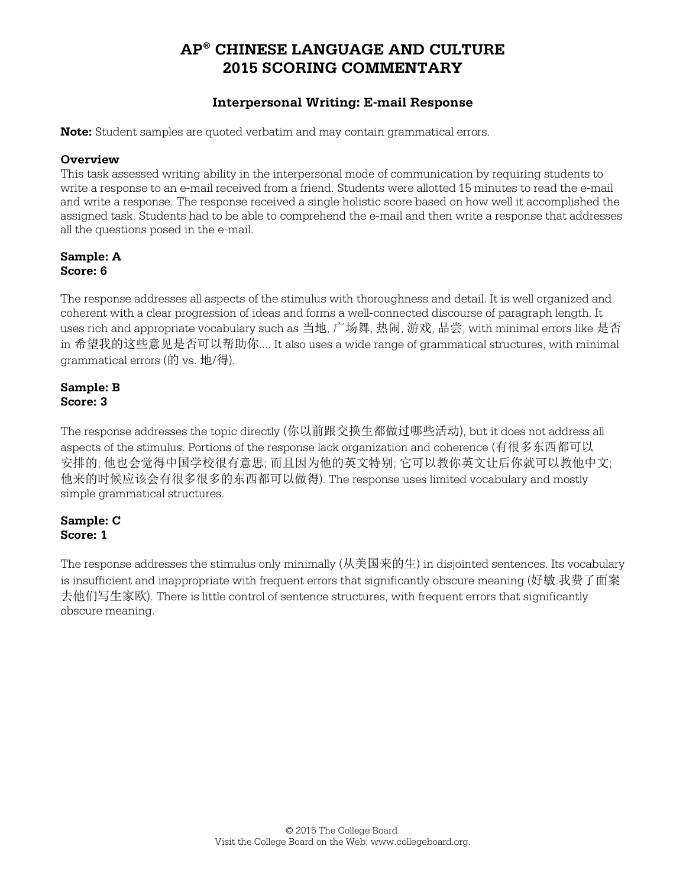# AP® CHINESE LANGUAGE AND CULTURE 2015 SCORING COMMENTARY

### Interpersonal Writing: E-mail Response

**Note:** Student samples are quoted verbatim and may contain grammatical errors.

**Overview**
This task assessed writing ability in the interpersonal mode of communication by requiring students to write a response to an e-mail received from a friend. Students were allotted 15 minutes to read the e-mail and write a response. The response received a single holistic score based on how well it accomplished the assigned task. Students had to be able to comprehend the e-mail and then write a response that addresses all the questions posed in the e-mail.

**Sample: A**
**Score: 6**

The response addresses all aspects of the stimulus with thoroughness and detail. It is well organized and coherent with a clear progression of ideas and forms a well-connected discourse of paragraph length. It uses rich and appropriate vocabulary such as 当地, 广场舞, 热闹, 游戏, 品尝, with minimal errors like 是否 in 希望我的这些意见是否可以帮助你.... It also uses a wide range of grammatical structures, with minimal grammatical errors (的 vs. 地/得).

**Sample: B**
**Score: 3**

The response addresses the topic directly (你以前跟交换生都做过哪些活动), but it does not address all aspects of the stimulus. Portions of the response lack organization and coherence (有很多东西都可以安排的; 他也会觉得中国学校很有意思; 而且因为他的英文特别; 它可以教你英文让后你就可以教他中文; 他来的时候应该会有很多很多的东西都可以做得). The response uses limited vocabulary and mostly simple grammatical structures.

**Sample: C**
**Score: 1**

The response addresses the stimulus only minimally (从美国来的生) in disjointed sentences. Its vocabulary is insufficient and inappropriate with frequent errors that significantly obscure meaning (好敏.我费了面案去他们写生家欧). There is little control of sentence structures, with frequent errors that significantly obscure meaning.